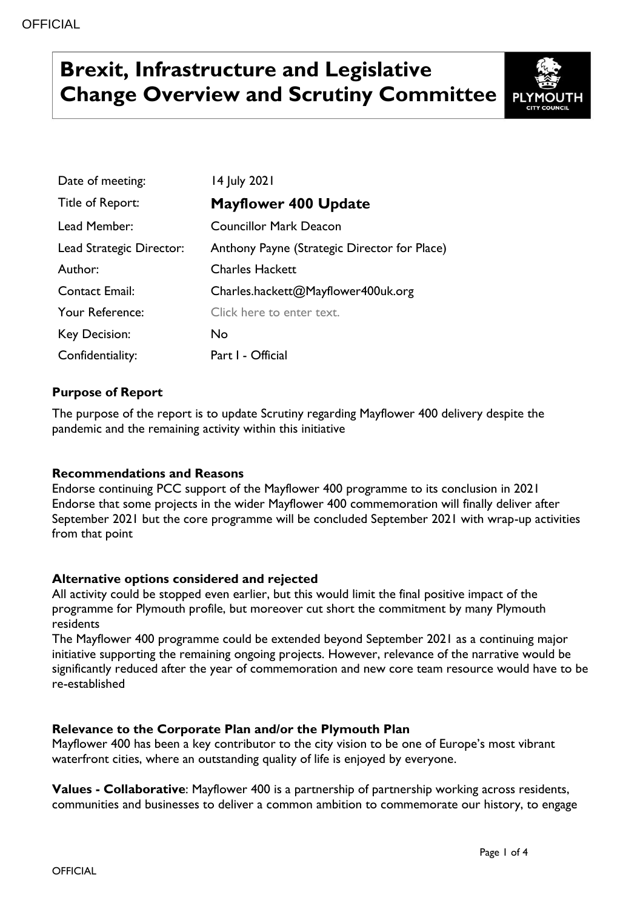# Brexit, Infrastructure and Legislative Change Overview and Scrutiny Committee

| | |
|---|---|
| Date of meeting: | 14 July 2021 |
| Title of Report: | **Mayflower 400 Update** |
| Lead Member: | Councillor Mark Deacon |
| Lead Strategic Director: | Anthony Payne (Strategic Director for Place) |
| Author: | Charles Hackett |
| Contact Email: | Charles.hackett@Mayflower400uk.org |
| Your Reference: | Click here to enter text. |
| Key Decision: | No |
| Confidentiality: | Part I - Official |

**Purpose of Report**

The purpose of the report is to update Scrutiny regarding Mayflower 400 delivery despite the pandemic and the remaining activity within this initiative

**Recommendations and Reasons**

Endorse continuing PCC support of the Mayflower 400 programme to its conclusion in 2021
Endorse that some projects in the wider Mayflower 400 commemoration will finally deliver after September 2021 but the core programme will be concluded September 2021 with wrap-up activities from that point

**Alternative options considered and rejected**

All activity could be stopped even earlier, but this would limit the final positive impact of the programme for Plymouth profile, but moreover cut short the commitment by many Plymouth residents
The Mayflower 400 programme could be extended beyond September 2021 as a continuing major initiative supporting the remaining ongoing projects. However, relevance of the narrative would be significantly reduced after the year of commemoration and new core team resource would have to be re-established

**Relevance to the Corporate Plan and/or the Plymouth Plan**

Mayflower 400 has been a key contributor to the city vision to be one of Europe's most vibrant waterfront cities, where an outstanding quality of life is enjoyed by everyone.

**Values - Collaborative**: Mayflower 400 is a partnership of partnership working across residents, communities and businesses to deliver a common ambition to commemorate our history, to engage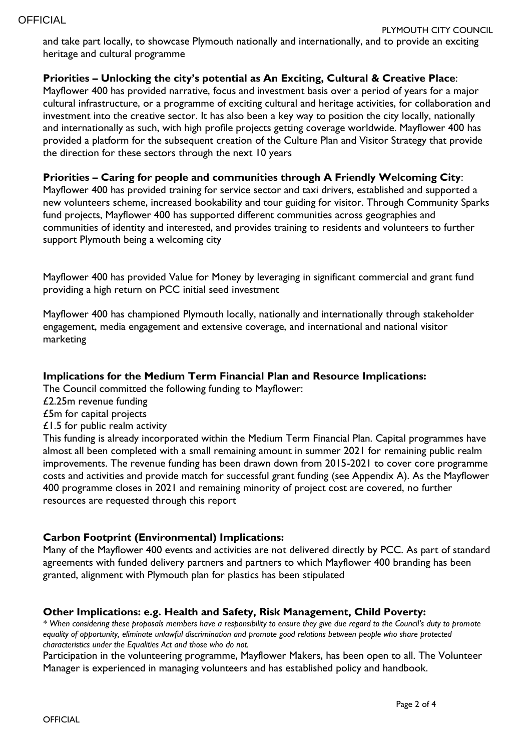and take part locally, to showcase Plymouth nationally and internationally, and to provide an exciting heritage and cultural programme

**Priorities – Unlocking the city's potential as An Exciting, Cultural & Creative Place**:
Mayflower 400 has provided narrative, focus and investment basis over a period of years for a major cultural infrastructure, or a programme of exciting cultural and heritage activities, for collaboration and investment into the creative sector. It has also been a key way to position the city locally, nationally and internationally as such, with high profile projects getting coverage worldwide. Mayflower 400 has provided a platform for the subsequent creation of the Culture Plan and Visitor Strategy that provide the direction for these sectors through the next 10 years

**Priorities – Caring for people and communities through A Friendly Welcoming City**:
Mayflower 400 has provided training for service sector and taxi drivers, established and supported a new volunteers scheme, increased bookability and tour guiding for visitor. Through Community Sparks fund projects, Mayflower 400 has supported different communities across geographies and communities of identity and interested, and provides training to residents and volunteers to further support Plymouth being a welcoming city

Mayflower 400 has provided Value for Money by leveraging in significant commercial and grant fund providing a high return on PCC initial seed investment

Mayflower 400 has championed Plymouth locally, nationally and internationally through stakeholder engagement, media engagement and extensive coverage, and international and national visitor marketing

**Implications for the Medium Term Financial Plan and Resource Implications:**
The Council committed the following funding to Mayflower:
£2.25m revenue funding
£5m for capital projects
£1.5 for public realm activity
This funding is already incorporated within the Medium Term Financial Plan. Capital programmes have almost all been completed with a small remaining amount in summer 2021 for remaining public realm improvements. The revenue funding has been drawn down from 2015-2021 to cover core programme costs and activities and provide match for successful grant funding (see Appendix A). As the Mayflower 400 programme closes in 2021 and remaining minority of project cost are covered, no further resources are requested through this report

**Carbon Footprint (Environmental) Implications:**
Many of the Mayflower 400 events and activities are not delivered directly by PCC. As part of standard agreements with funded delivery partners and partners to which Mayflower 400 branding has been granted, alignment with Plymouth plan for plastics has been stipulated

**Other Implications: e.g. Health and Safety, Risk Management, Child Poverty:**
*\* When considering these proposals members have a responsibility to ensure they give due regard to the Council's duty to promote equality of opportunity, eliminate unlawful discrimination and promote good relations between people who share protected characteristics under the Equalities Act and those who do not.*
Participation in the volunteering programme, Mayflower Makers, has been open to all. The Volunteer Manager is experienced in managing volunteers and has established policy and handbook.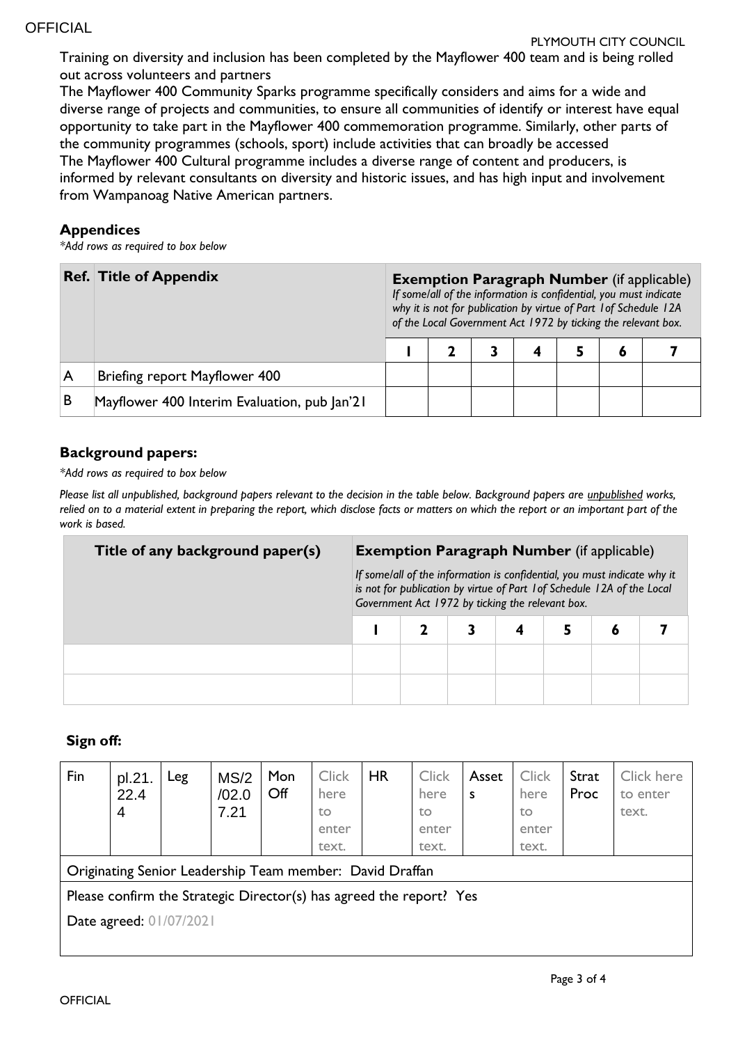Training on diversity and inclusion has been completed by the Mayflower 400 team and is being rolled out across volunteers and partners

The Mayflower 400 Community Sparks programme specifically considers and aims for a wide and diverse range of projects and communities, to ensure all communities of identify or interest have equal opportunity to take part in the Mayflower 400 commemoration programme. Similarly, other parts of the community programmes (schools, sport) include activities that can broadly be accessed

The Mayflower 400 Cultural programme includes a diverse range of content and producers, is informed by relevant consultants on diversity and historic issues, and has high input and involvement from Wampanoag Native American partners.

### Appendices

*\*Add rows as required to box below*

| Ref. | Title of Appendix | **Exemption Paragraph Number** (if applicable) *If some/all of the information is confidential, you must indicate why it is not for publication by virtue of Part 1of Schedule 12A of the Local Government Act 1972 by ticking the relevant box.* | | | | | | |
|---|---|---|---|---|---|---|---|---|
| | | 1 | 2 | 3 | 4 | 5 | 6 | 7 |
| A | Briefing report Mayflower 400 | | | | | | | |
| B | Mayflower 400 Interim Evaluation, pub Jan'21 | | | | | | | |

### Background papers:

*\*Add rows as required to box below*

*Please list all unpublished, background papers relevant to the decision in the table below. Background papers are unpublished works, relied on to a material extent in preparing the report, which disclose facts or matters on which the report or an important part of the work is based.*

| Title of any background paper(s) | **Exemption Paragraph Number** (if applicable) *If some/all of the information is confidential, you must indicate why it is not for publication by virtue of Part 1of Schedule 12A of the Local Government Act 1972 by ticking the relevant box.* | | | | | | |
|---|---|---|---|---|---|---|---|
| | 1 | 2 | 3 | 4 | 5 | 6 | 7 |
| | | | | | | | |
| | | | | | | | |

### Sign off:

| Fin | pl.21.22.44 | Leg | MS/2/02.07.21 | Mon Off | Click here to enter text. | HR | Click here to enter text. | Assets | Click here to enter text. | Strat Proc | Click here to enter text. |
|---|---|---|---|---|---|---|---|---|---|---|---|
| Originating Senior Leadership Team member: David Draffan | | | | | | | | | | | |
| Please confirm the Strategic Director(s) has agreed the report? Yes<br>Date agreed: 01/07/2021 | | | | | | | | | | | |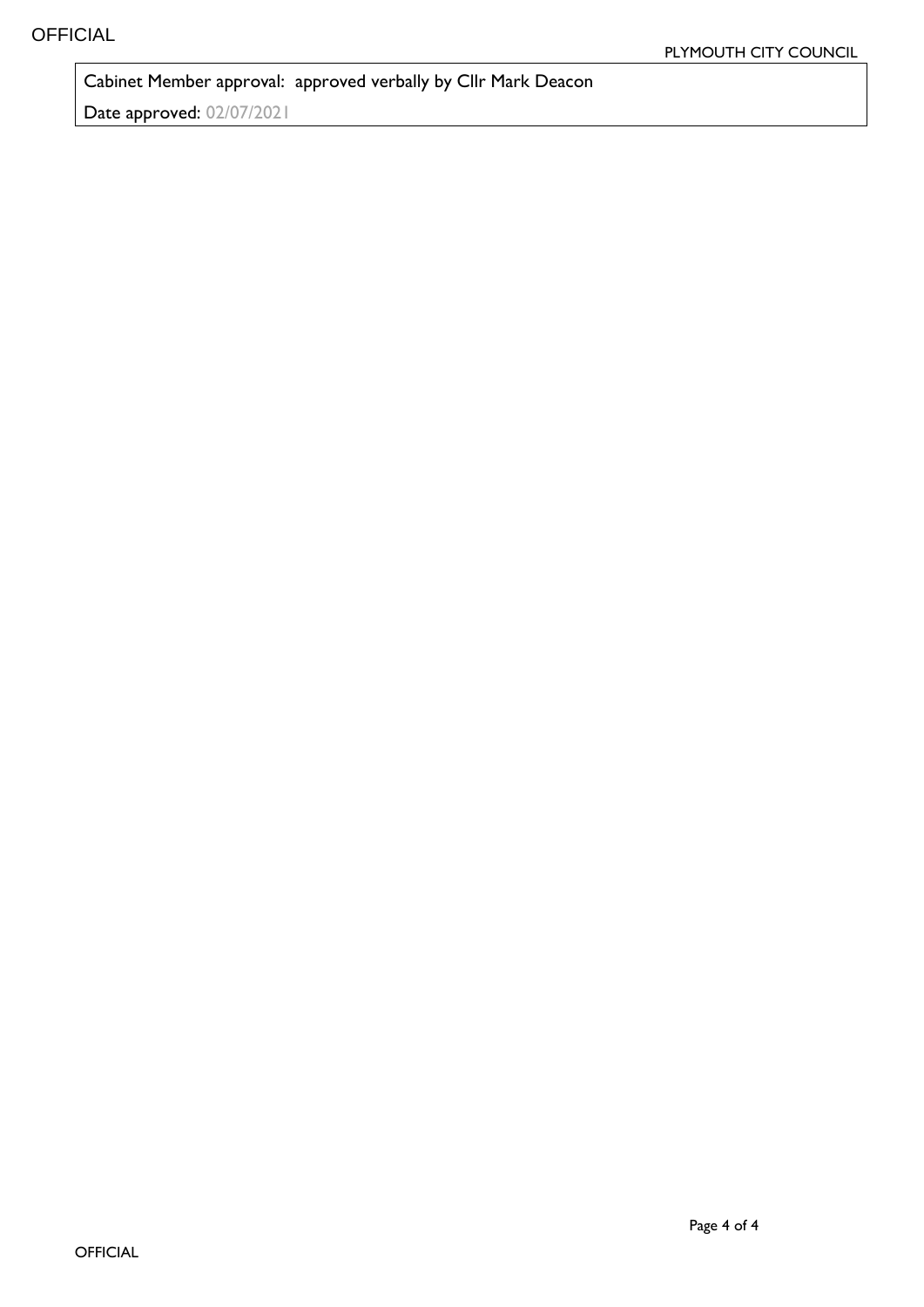Cabinet Member approval: approved verbally by Cllr Mark Deacon

Date approved: 02/07/2021